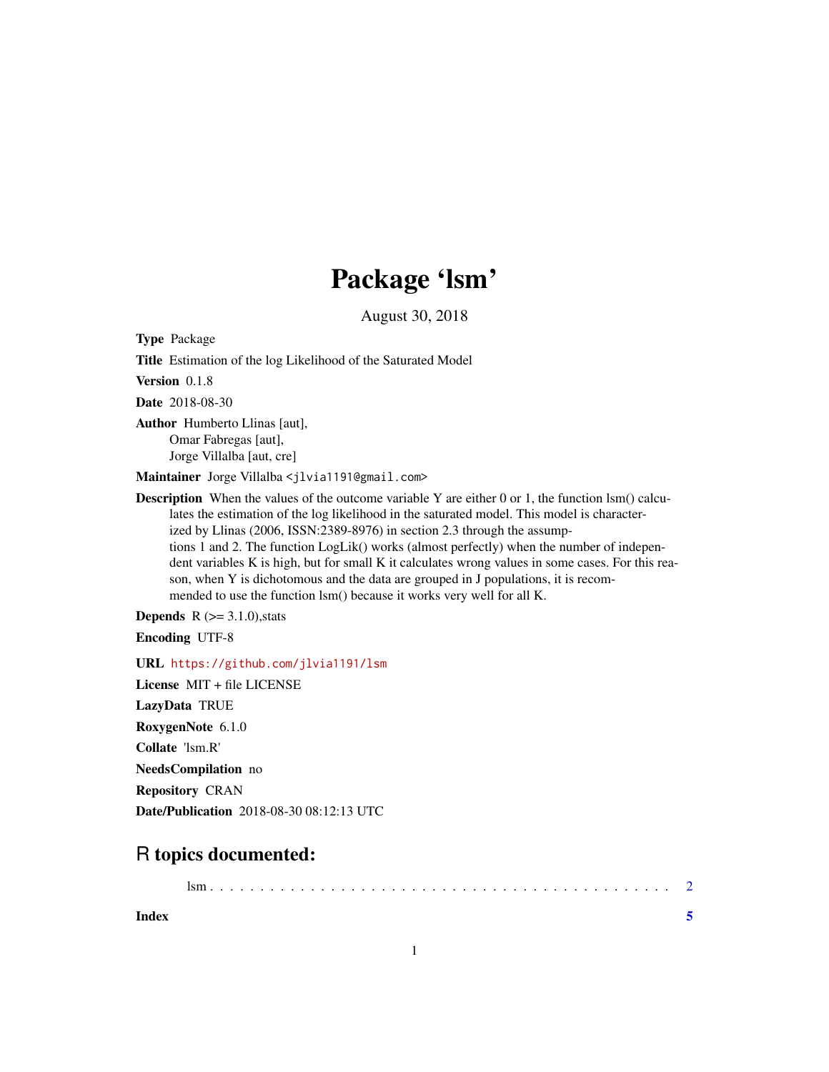# Package 'lsm'

August 30, 2018

**Type** Package

**Title** Estimation of the log Likelihood of the Saturated Model

**Version** 0.1.8

**Date** 2018-08-30

**Author** Humberto Llinas [aut],
Omar Fabregas [aut],
Jorge Villalba [aut, cre]

**Maintainer** Jorge Villalba <jlvia1191@gmail.com>

**Description** When the values of the outcome variable Y are either 0 or 1, the function lsm() calculates the estimation of the log likelihood in the saturated model. This model is characterized by Llinas (2006, ISSN:2389-8976) in section 2.3 through the assumptions 1 and 2. The function LogLik() works (almost perfectly) when the number of independent variables K is high, but for small K it calculates wrong values in some cases. For this reason, when Y is dichotomous and the data are grouped in J populations, it is recommended to use the function lsm() because it works very well for all K.

**Depends** R (>= 3.1.0),stats

**Encoding** UTF-8

**URL** https://github.com/jlvia1191/lsm

**License** MIT + file LICENSE

**LazyData** TRUE

**RoxygenNote** 6.1.0

**Collate** 'lsm.R'

**NeedsCompilation** no

**Repository** CRAN

**Date/Publication** 2018-08-30 08:12:13 UTC

## R topics documented:

lsm . . . . . . . . . . . . . . . . . . . . . . . . . . . . . . . . . . . . . . . . . . . . 2

**Index** 5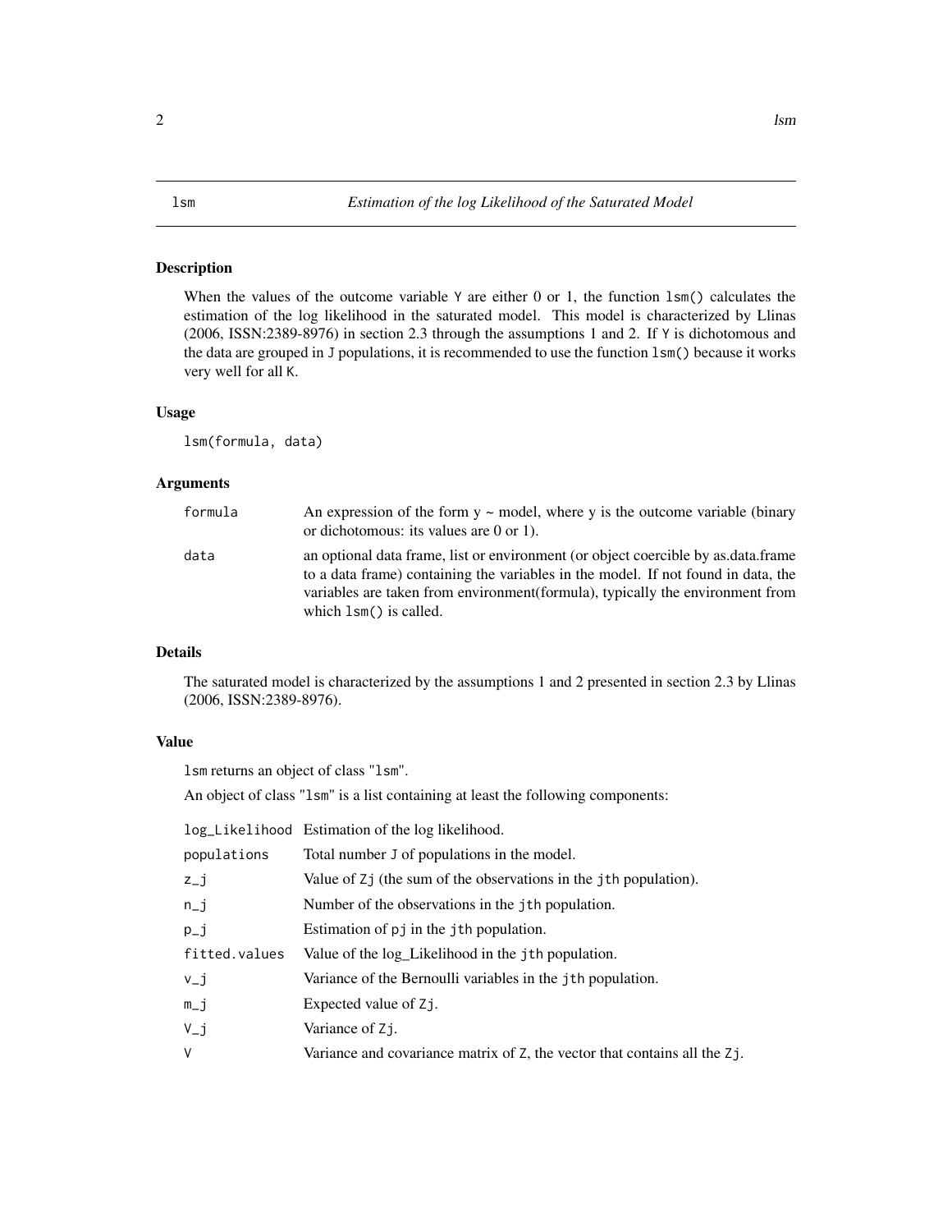# lsm — *Estimation of the log Likelihood of the Saturated Model*

## Description

When the values of the outcome variable `Y` are either 0 or 1, the function `lsm()` calculates the estimation of the log likelihood in the saturated model. This model is characterized by Llinas (2006, ISSN:2389-8976) in section 2.3 through the assumptions 1 and 2. If `Y` is dichotomous and the data are grouped in `J` populations, it is recommended to use the function `lsm()` because it works very well for all `K`.

## Usage

```
lsm(formula, data)
```

## Arguments

| | |
|---|---|
| `formula` | An expression of the form y ~ model, where y is the outcome variable (binary or dichotomous: its values are 0 or 1). |
| `data` | an optional data frame, list or environment (or object coercible by as.data.frame to a data frame) containing the variables in the model. If not found in data, the variables are taken from environment(formula), typically the environment from which `lsm()` is called. |

## Details

The saturated model is characterized by the assumptions 1 and 2 presented in section 2.3 by Llinas (2006, ISSN:2389-8976).

## Value

`lsm` returns an object of class "`lsm`".

An object of class "`lsm`" is a list containing at least the following components:

| | |
|---|---|
| `log_Likelihood` | Estimation of the log likelihood. |
| `populations` | Total number `J` of populations in the model. |
| `z_j` | Value of `Zj` (the sum of the observations in the `jth` population). |
| `n_j` | Number of the observations in the `jth` population. |
| `p_j` | Estimation of `pj` in the `jth` population. |
| `fitted.values` | Value of the log_Likelihood in the `jth` population. |
| `v_j` | Variance of the Bernoulli variables in the `jth` population. |
| `m_j` | Expected value of `Zj`. |
| `V_j` | Variance of `Zj`. |
| `V` | Variance and covariance matrix of `Z`, the vector that contains all the `Zj`. |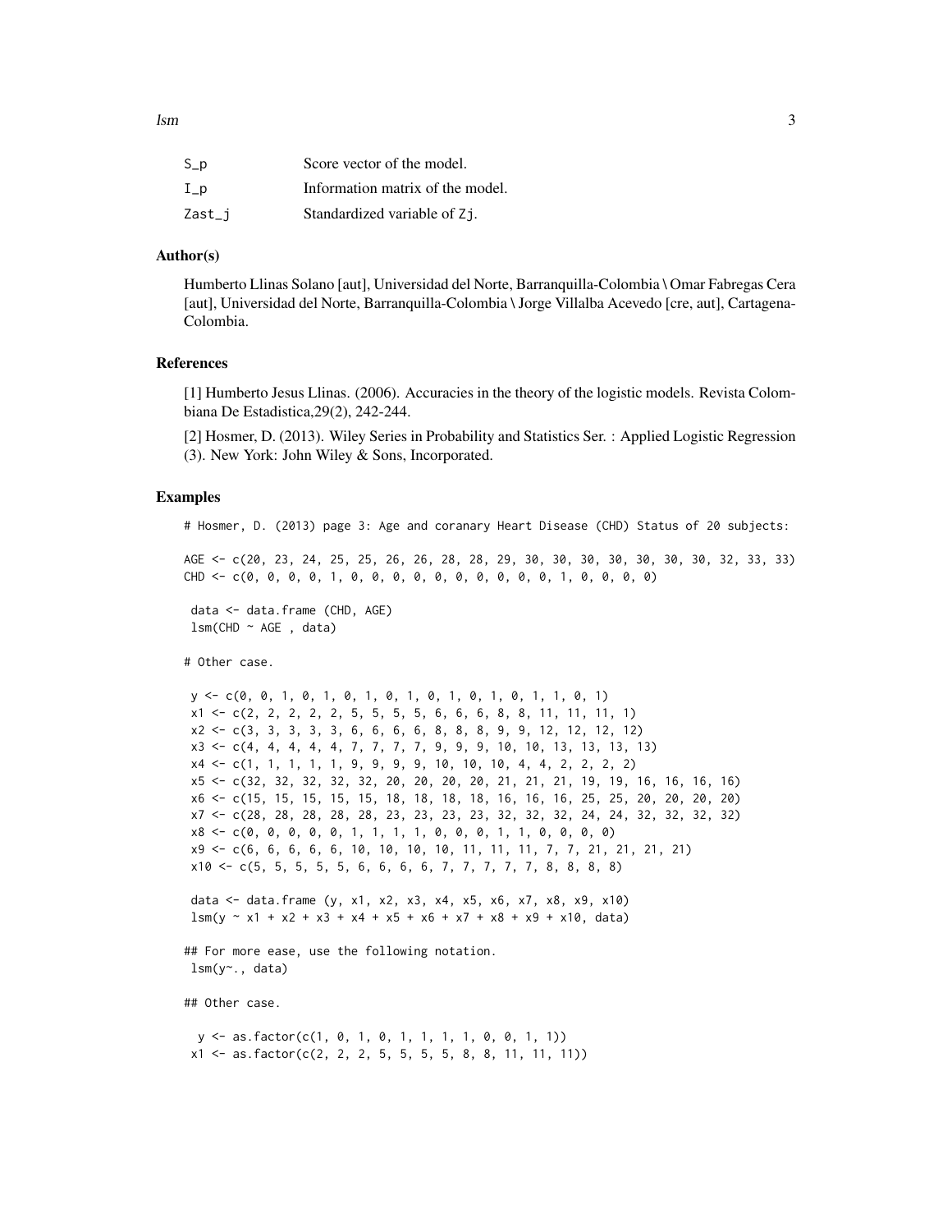| | |
|---|---|
| S_p | Score vector of the model. |
| I_p | Information matrix of the model. |
| Zast_j | Standardized variable of Zj. |

## Author(s)

Humberto Llinas Solano [aut], Universidad del Norte, Barranquilla-Colombia \ Omar Fabregas Cera [aut], Universidad del Norte, Barranquilla-Colombia \ Jorge Villalba Acevedo [cre, aut], Cartagena-Colombia.

## References

[1] Humberto Jesus Llinas. (2006). Accuracies in the theory of the logistic models. Revista Colombiana De Estadistica,29(2), 242-244.

[2] Hosmer, D. (2013). Wiley Series in Probability and Statistics Ser. : Applied Logistic Regression (3). New York: John Wiley & Sons, Incorporated.

## Examples

```
# Hosmer, D. (2013) page 3: Age and coranary Heart Disease (CHD) Status of 20 subjects:

AGE <- c(20, 23, 24, 25, 25, 26, 26, 28, 28, 29, 30, 30, 30, 30, 30, 30, 30, 32, 33, 33)
CHD <- c(0, 0, 0, 0, 1, 0, 0, 0, 0, 0, 0, 0, 0, 0, 0, 1, 0, 0, 0, 0)

 data <- data.frame (CHD, AGE)
 lsm(CHD ~ AGE , data)

# Other case.

 y <- c(0, 0, 1, 0, 1, 0, 1, 0, 1, 0, 1, 0, 1, 0, 1, 1, 1, 0, 1)
 x1 <- c(2, 2, 2, 2, 2, 5, 5, 5, 5, 6, 6, 6, 8, 8, 11, 11, 11, 1)
 x2 <- c(3, 3, 3, 3, 3, 6, 6, 6, 6, 8, 8, 8, 9, 9, 12, 12, 12, 12)
 x3 <- c(4, 4, 4, 4, 4, 7, 7, 7, 7, 9, 9, 9, 10, 10, 13, 13, 13, 13)
 x4 <- c(1, 1, 1, 1, 1, 9, 9, 9, 9, 10, 10, 10, 4, 4, 2, 2, 2, 2)
 x5 <- c(32, 32, 32, 32, 32, 20, 20, 20, 20, 21, 21, 21, 19, 19, 16, 16, 16, 16)
 x6 <- c(15, 15, 15, 15, 15, 18, 18, 18, 18, 16, 16, 16, 25, 25, 20, 20, 20, 20)
 x7 <- c(28, 28, 28, 28, 28, 23, 23, 23, 23, 32, 32, 32, 24, 24, 32, 32, 32, 32)
 x8 <- c(0, 0, 0, 0, 0, 1, 1, 1, 1, 0, 0, 0, 1, 1, 0, 0, 0, 0)
 x9 <- c(6, 6, 6, 6, 6, 10, 10, 10, 10, 11, 11, 11, 7, 7, 21, 21, 21, 21)
 x10 <- c(5, 5, 5, 5, 5, 6, 6, 6, 6, 7, 7, 7, 7, 7, 8, 8, 8, 8)

 data <- data.frame (y, x1, x2, x3, x4, x5, x6, x7, x8, x9, x10)
 lsm(y ~ x1 + x2 + x3 + x4 + x5 + x6 + x7 + x8 + x9 + x10, data)

## For more ease, use the following notation.
 lsm(y~., data)

## Other case.

  y <- as.factor(c(1, 0, 1, 0, 1, 1, 1, 1, 0, 0, 1, 1))
 x1 <- as.factor(c(2, 2, 2, 5, 5, 5, 5, 8, 8, 11, 11, 11))
```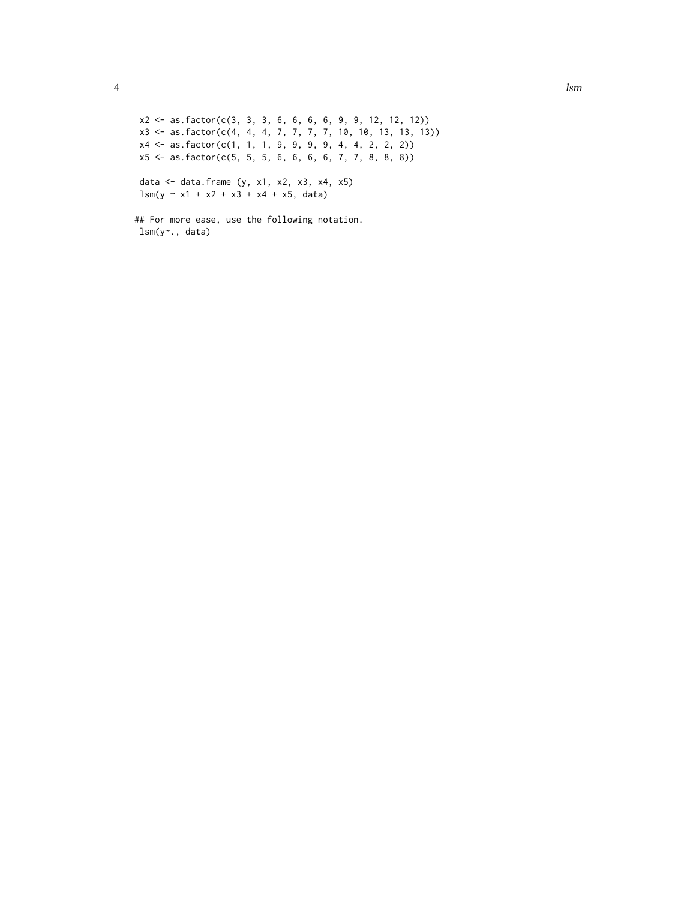```
x2 <- as.factor(c(3, 3, 3, 6, 6, 6, 6, 9, 9, 12, 12, 12))
x3 <- as.factor(c(4, 4, 4, 7, 7, 7, 7, 10, 10, 13, 13, 13))
x4 <- as.factor(c(1, 1, 1, 9, 9, 9, 9, 4, 4, 2, 2, 2))
x5 <- as.factor(c(5, 5, 5, 6, 6, 6, 6, 7, 7, 8, 8, 8))

data <- data.frame (y, x1, x2, x3, x4, x5)
lsm(y ~ x1 + x2 + x3 + x4 + x5, data)

## For more ease, use the following notation.
lsm(y~., data)
```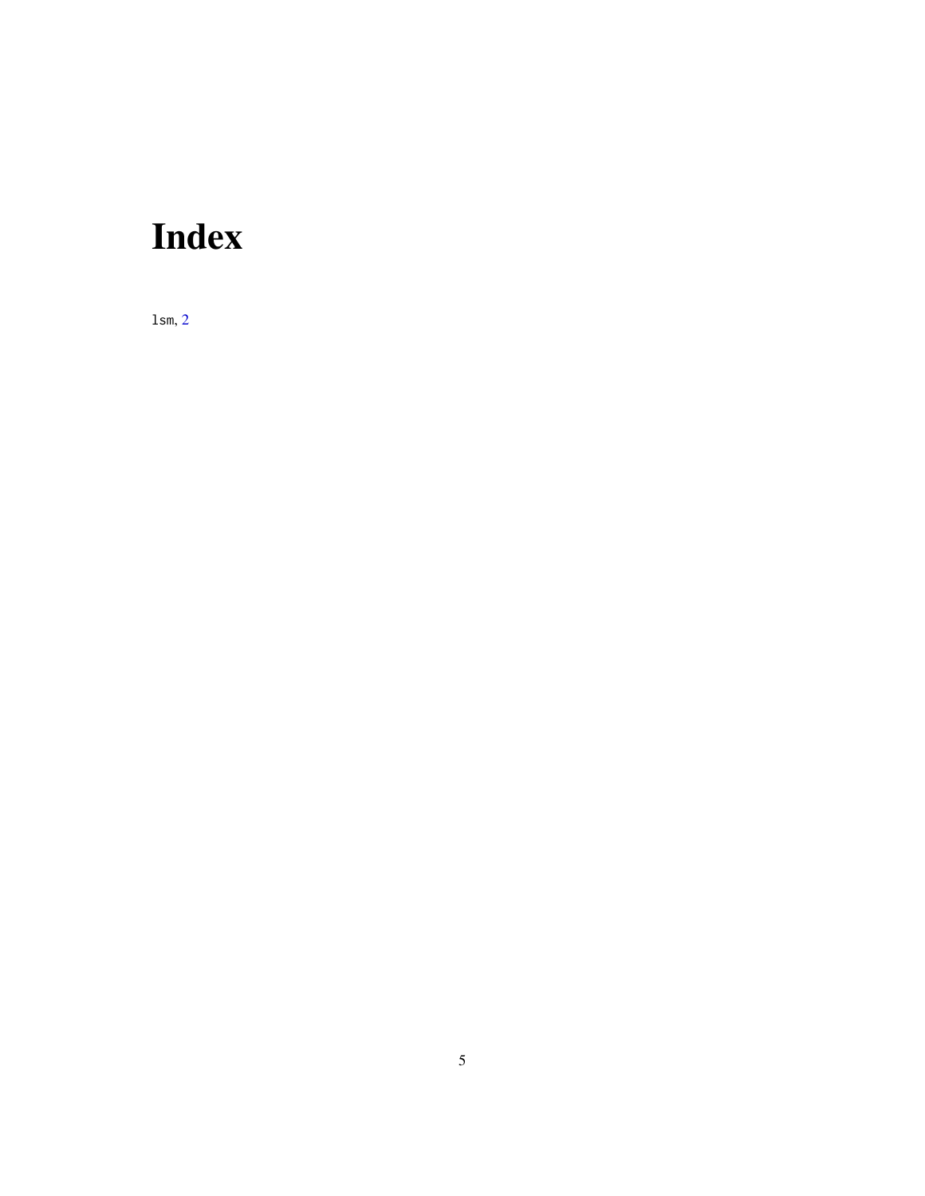# Index

`lsm`, 2